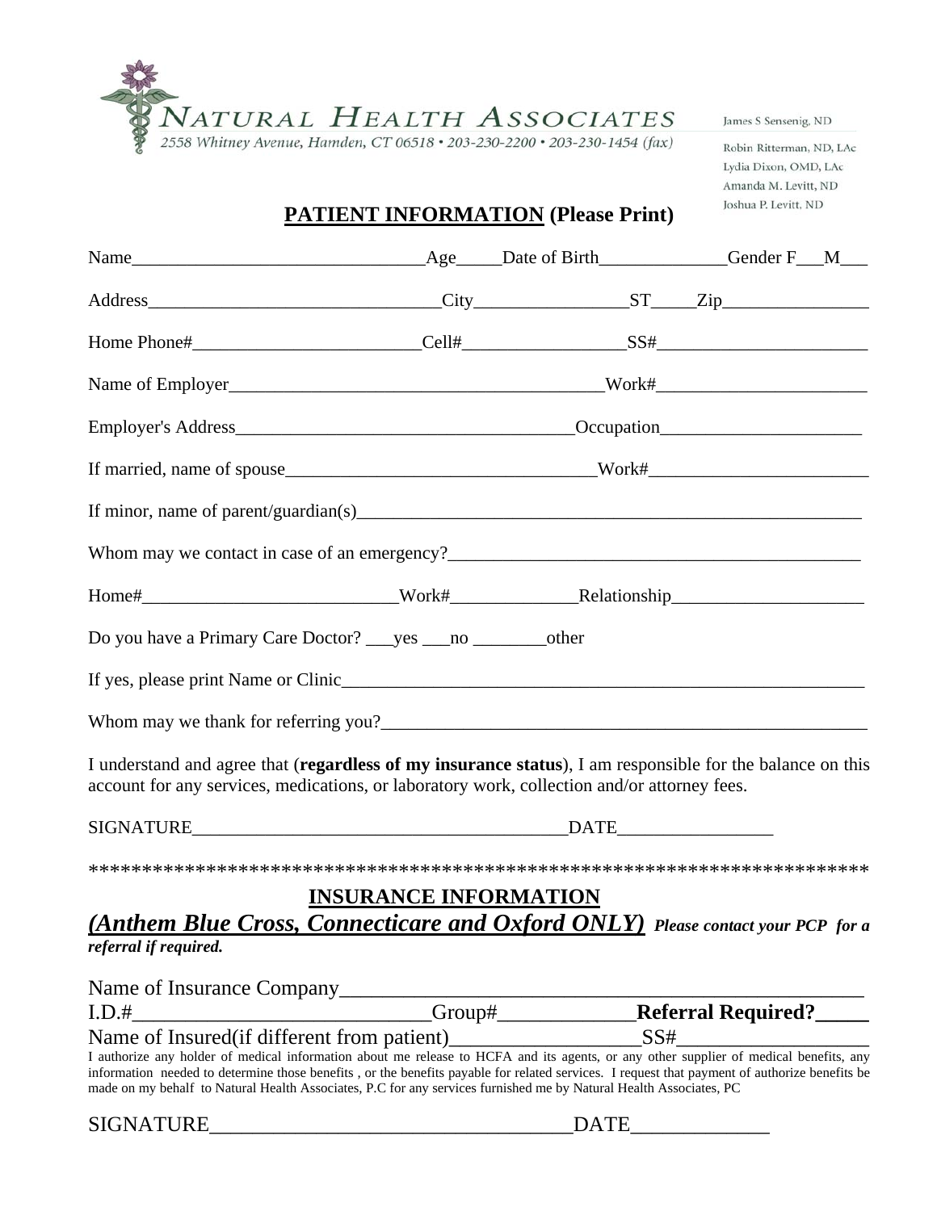# NATURAL HEALTH ASSOCIATES

2558 Whitney Avenue, Hamden, CT 06518 • 203-230-2200 • 203-230-1454 (fax)

James S Sensenig, ND
Robin Ritterman, ND, LAc
Lydia Dixon, OMD, LAc
Amanda M. Levitt, ND
Joshua P. Levitt, ND

## PATIENT INFORMATION (Please Print)

Name________________________________Age_____Date of Birth______________Gender F___M___

Address_________________________________City_________________ST_____Zip________________

Home Phone#_________________________Cell#__________________SS#_______________________

Name of Employer__________________________________________Work#_______________________

Employer's Address_____________________________________Occupation______________________

If married, name of spouse___________________________________Work#________________________

If minor, name of parent/guardian(s)_________________________________________________________

Whom may we contact in case of an emergency?______________________________________________

Home#____________________________Work#______________Relationship_____________________

Do you have a Primary Care Doctor? ___yes ___no ________other

If yes, please print Name or Clinic____________________________________________________________

Whom may we thank for referring you?_________________________________________________________

I understand and agree that (**regardless of my insurance status**), I am responsible for the balance on this account for any services, medications, or laboratory work, collection and/or attorney fees.

SIGNATURE__________________________________________DATE_________________

*************************************************************************

## INSURANCE INFORMATION

***(Anthem Blue Cross, Connecticare and Oxford ONLY)*** ***Please contact your PCP for a referral if required.***

Name of Insurance Company____________________________________________________

I.D.#____________________________Group#_____________**Referral Required?_____**

Name of Insured(if different from patient)__________________SS#__________________

I authorize any holder of medical information about me release to HCFA and its agents, or any other supplier of medical benefits, any information needed to determine those benefits , or the benefits payable for related services. I request that payment of authorize benefits be made on my behalf to Natural Health Associates, P.C for any services furnished me by Natural Health Associates, PC

SIGNATURE___________________________________DATE_____________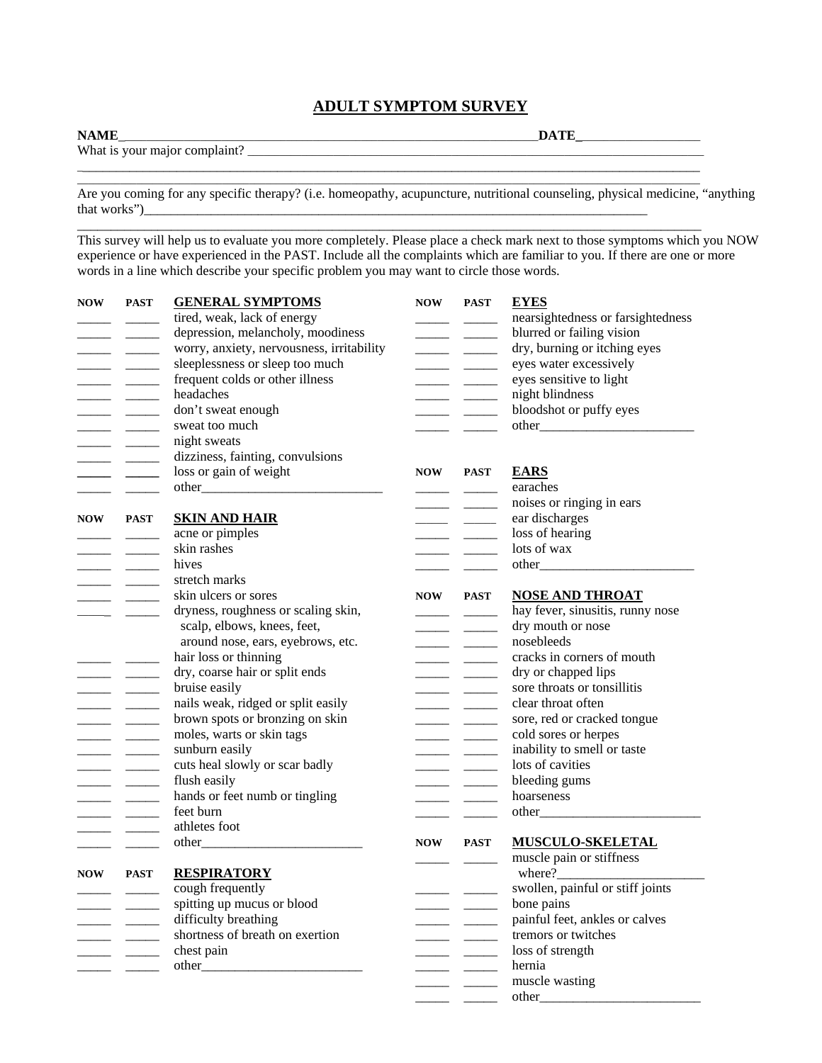# ADULT SYMPTOM SURVEY

**NAME**\_\_\_\_\_\_\_\_\_\_\_\_\_\_\_\_\_\_\_\_\_\_\_\_\_\_\_\_\_\_\_\_\_\_\_\_\_\_\_\_\_\_\_\_\_\_\_\_\_\_\_\_\_\_\_\_\_\_\_\_\_\_\_\_**DATE**\_\_\_\_\_\_\_\_\_\_\_\_\_\_\_\_\_\_\_

What is your major complaint? \_\_\_\_\_\_\_\_\_\_\_\_\_\_\_\_\_\_\_\_\_\_\_\_\_\_\_\_\_\_\_\_\_\_\_\_\_\_\_\_\_\_\_\_\_\_\_\_\_\_\_\_\_\_\_\_\_\_\_\_\_\_\_\_\_\_\_\_\_

\_\_\_\_\_\_\_\_\_\_\_\_\_\_\_\_\_\_\_\_\_\_\_\_\_\_\_\_\_\_\_\_\_\_\_\_\_\_\_\_\_\_\_\_\_\_\_\_\_\_\_\_\_\_\_\_\_\_\_\_\_\_\_\_\_\_\_\_\_\_\_\_\_\_\_\_\_\_\_\_\_\_\_\_\_\_\_\_\_\_\_\_\_\_\_\_\_

\_\_\_\_\_\_\_\_\_\_\_\_\_\_\_\_\_\_\_\_\_\_\_\_\_\_\_\_\_\_\_\_\_\_\_\_\_\_\_\_\_\_\_\_\_\_\_\_\_\_\_\_\_\_\_\_\_\_\_\_\_\_\_\_\_\_\_\_\_\_\_\_\_\_\_\_\_\_\_\_\_\_\_\_\_\_\_\_\_\_\_\_\_\_\_\_\_

Are you coming for any specific therapy? (i.e. homeopathy, acupuncture, nutritional counseling, physical medicine, "anything that works")\_\_\_\_\_\_\_\_\_\_\_\_\_\_\_\_\_\_\_\_\_\_\_\_\_\_\_\_\_\_\_\_\_\_\_\_\_\_\_\_\_\_\_\_\_\_\_\_\_\_\_\_\_\_\_\_\_\_\_\_\_\_\_\_\_\_\_\_\_\_\_\_\_\_\_

\_\_\_\_\_\_\_\_\_\_\_\_\_\_\_\_\_\_\_\_\_\_\_\_\_\_\_\_\_\_\_\_\_\_\_\_\_\_\_\_\_\_\_\_\_\_\_\_\_\_\_\_\_\_\_\_\_\_\_\_\_\_\_\_\_\_\_\_\_\_\_\_\_\_\_\_\_\_\_\_\_\_\_\_\_\_\_\_\_\_\_\_\_\_\_\_\_

This survey will help us to evaluate you more completely. Please place a check mark next to those symptoms which you NOW experience or have experienced in the PAST. Include all the complaints which are familiar to you. If there are one or more words in a line which describe your specific problem you may want to circle those words.

| NOW | PAST | GENERAL SYMPTOMS |
|---|---|---|
| \_\_\_\_\_ | \_\_\_\_\_ | tired, weak, lack of energy |
| \_\_\_\_\_ | \_\_\_\_\_ | depression, melancholy, moodiness |
| \_\_\_\_\_ | \_\_\_\_\_ | worry, anxiety, nervousness, irritability |
| \_\_\_\_\_ | \_\_\_\_\_ | sleeplessness or sleep too much |
| \_\_\_\_\_ | \_\_\_\_\_ | frequent colds or other illness |
| \_\_\_\_\_ | \_\_\_\_\_ | headaches |
| \_\_\_\_\_ | \_\_\_\_\_ | don't sweat enough |
| \_\_\_\_\_ | \_\_\_\_\_ | sweat too much |
| \_\_\_\_\_ | \_\_\_\_\_ | night sweats |
| \_\_\_\_\_ | \_\_\_\_\_ | dizziness, fainting, convulsions |
| \_\_\_\_\_ | \_\_\_\_\_ | loss or gain of weight |
| \_\_\_\_\_ | \_\_\_\_\_ | other\_\_\_\_\_\_\_\_\_\_\_\_\_\_\_\_\_\_\_\_\_\_\_\_\_\_\_\_ |

| NOW | PAST | SKIN AND HAIR |
|---|---|---|
| \_\_\_\_\_ | \_\_\_\_\_ | acne or pimples |
| \_\_\_\_\_ | \_\_\_\_\_ | skin rashes |
| \_\_\_\_\_ | \_\_\_\_\_ | hives |
| \_\_\_\_\_ | \_\_\_\_\_ | stretch marks |
| \_\_\_\_\_ | \_\_\_\_\_ | skin ulcers or sores |
| \_\_\_\_\_ | \_\_\_\_\_ | dryness, roughness or scaling skin, scalp, elbows, knees, feet, around nose, ears, eyebrows, etc. |
| \_\_\_\_\_ | \_\_\_\_\_ | hair loss or thinning |
| \_\_\_\_\_ | \_\_\_\_\_ | dry, coarse hair or split ends |
| \_\_\_\_\_ | \_\_\_\_\_ | bruise easily |
| \_\_\_\_\_ | \_\_\_\_\_ | nails weak, ridged or split easily |
| \_\_\_\_\_ | \_\_\_\_\_ | brown spots or bronzing on skin |
| \_\_\_\_\_ | \_\_\_\_\_ | moles, warts or skin tags |
| \_\_\_\_\_ | \_\_\_\_\_ | sunburn easily |
| \_\_\_\_\_ | \_\_\_\_\_ | cuts heal slowly or scar badly |
| \_\_\_\_\_ | \_\_\_\_\_ | flush easily |
| \_\_\_\_\_ | \_\_\_\_\_ | hands or feet numb or tingling |
| \_\_\_\_\_ | \_\_\_\_\_ | feet burn |
| \_\_\_\_\_ | \_\_\_\_\_ | athletes foot |
| \_\_\_\_\_ | \_\_\_\_\_ | other\_\_\_\_\_\_\_\_\_\_\_\_\_\_\_\_\_\_\_\_\_\_\_\_\_ |

| NOW | PAST | RESPIRATORY |
|---|---|---|
| \_\_\_\_\_ | \_\_\_\_\_ | cough frequently |
| \_\_\_\_\_ | \_\_\_\_\_ | spitting up mucus or blood |
| \_\_\_\_\_ | \_\_\_\_\_ | difficulty breathing |
| \_\_\_\_\_ | \_\_\_\_\_ | shortness of breath on exertion |
| \_\_\_\_\_ | \_\_\_\_\_ | chest pain |
| \_\_\_\_\_ | \_\_\_\_\_ | other\_\_\_\_\_\_\_\_\_\_\_\_\_\_\_\_\_\_\_\_\_\_\_\_\_ |

| NOW | PAST | EYES |
|---|---|---|
| \_\_\_\_\_ | \_\_\_\_\_ | nearsightedness or farsightedness |
| \_\_\_\_\_ | \_\_\_\_\_ | blurred or failing vision |
| \_\_\_\_\_ | \_\_\_\_\_ | dry, burning or itching eyes |
| \_\_\_\_\_ | \_\_\_\_\_ | eyes water excessively |
| \_\_\_\_\_ | \_\_\_\_\_ | eyes sensitive to light |
| \_\_\_\_\_ | \_\_\_\_\_ | night blindness |
| \_\_\_\_\_ | \_\_\_\_\_ | bloodshot or puffy eyes |
| \_\_\_\_\_ | \_\_\_\_\_ | other\_\_\_\_\_\_\_\_\_\_\_\_\_\_\_\_\_\_\_\_\_\_\_\_ |

| NOW | PAST | EARS |
|---|---|---|
| \_\_\_\_\_ | \_\_\_\_\_ | earaches |
| \_\_\_\_\_ | \_\_\_\_\_ | noises or ringing in ears |
| \_\_\_\_\_ | \_\_\_\_\_ | ear discharges |
| \_\_\_\_\_ | \_\_\_\_\_ | loss of hearing |
| \_\_\_\_\_ | \_\_\_\_\_ | lots of wax |
| \_\_\_\_\_ | \_\_\_\_\_ | other\_\_\_\_\_\_\_\_\_\_\_\_\_\_\_\_\_\_\_\_\_\_\_\_ |

| NOW | PAST | NOSE AND THROAT |
|---|---|---|
| \_\_\_\_\_ | \_\_\_\_\_ | hay fever, sinusitis, runny nose |
| \_\_\_\_\_ | \_\_\_\_\_ | dry mouth or nose |
| \_\_\_\_\_ | \_\_\_\_\_ | nosebleeds |
| \_\_\_\_\_ | \_\_\_\_\_ | cracks in corners of mouth |
| \_\_\_\_\_ | \_\_\_\_\_ | dry or chapped lips |
| \_\_\_\_\_ | \_\_\_\_\_ | sore throats or tonsillitis |
| \_\_\_\_\_ | \_\_\_\_\_ | clear throat often |
| \_\_\_\_\_ | \_\_\_\_\_ | sore, red or cracked tongue |
| \_\_\_\_\_ | \_\_\_\_\_ | cold sores or herpes |
| \_\_\_\_\_ | \_\_\_\_\_ | inability to smell or taste |
| \_\_\_\_\_ | \_\_\_\_\_ | lots of cavities |
| \_\_\_\_\_ | \_\_\_\_\_ | bleeding gums |
| \_\_\_\_\_ | \_\_\_\_\_ | hoarseness |
| \_\_\_\_\_ | \_\_\_\_\_ | other\_\_\_\_\_\_\_\_\_\_\_\_\_\_\_\_\_\_\_\_\_\_\_\_\_ |

| NOW | PAST | MUSCULO-SKELETAL |
|---|---|---|
| \_\_\_\_\_ | \_\_\_\_\_ | muscle pain or stiffness where?\_\_\_\_\_\_\_\_\_\_\_\_\_\_\_\_\_\_\_\_\_\_ |
| \_\_\_\_\_ | \_\_\_\_\_ | swollen, painful or stiff joints |
| \_\_\_\_\_ | \_\_\_\_\_ | bone pains |
| \_\_\_\_\_ | \_\_\_\_\_ | painful feet, ankles or calves |
| \_\_\_\_\_ | \_\_\_\_\_ | tremors or twitches |
| \_\_\_\_\_ | \_\_\_\_\_ | loss of strength |
| \_\_\_\_\_ | \_\_\_\_\_ | hernia |
| \_\_\_\_\_ | \_\_\_\_\_ | muscle wasting |
| \_\_\_\_\_ | \_\_\_\_\_ | other\_\_\_\_\_\_\_\_\_\_\_\_\_\_\_\_\_\_\_\_\_\_\_\_\_ |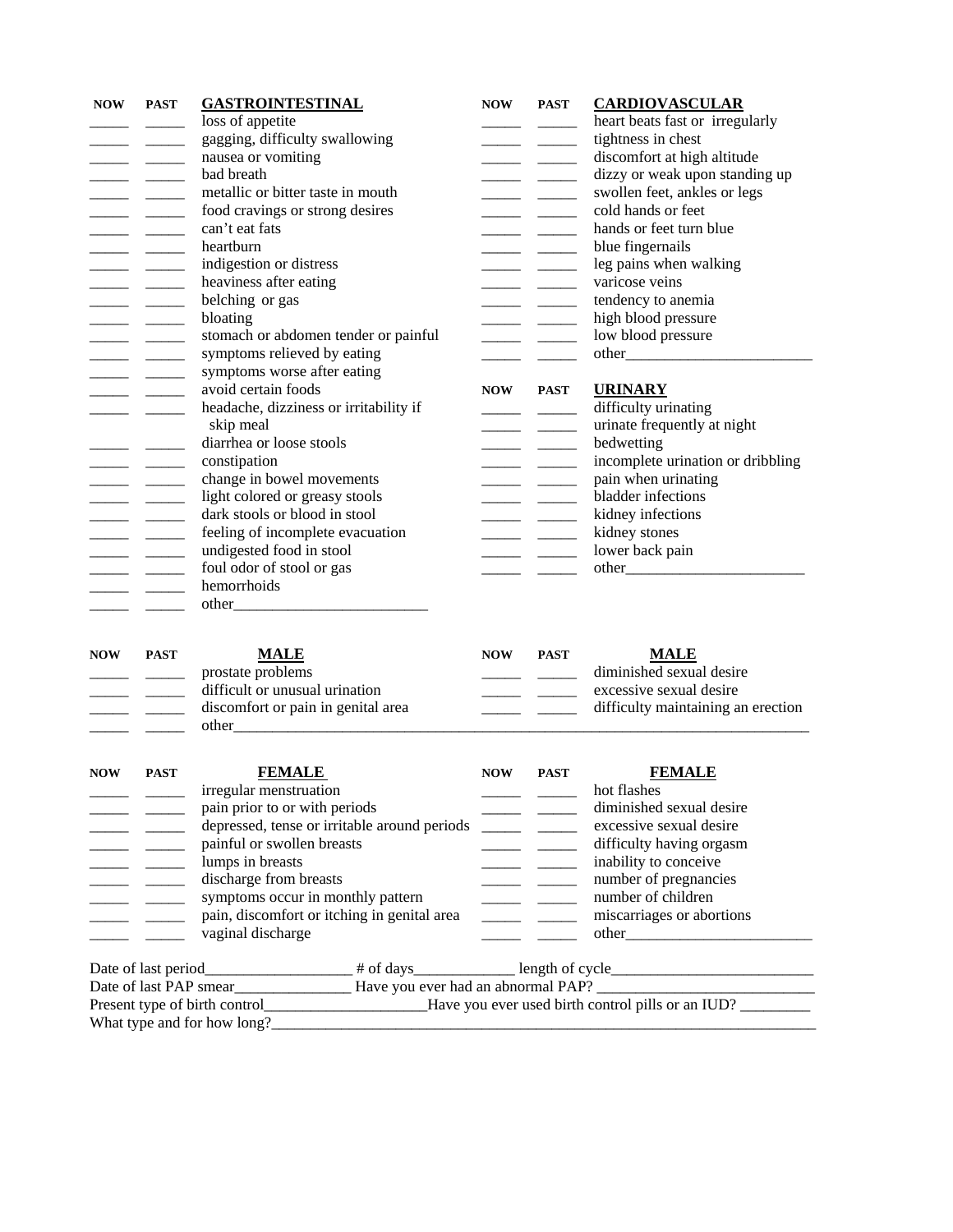| NOW | PAST | GASTROINTESTINAL |
|---|---|---|
| _____ | _____ | loss of appetite |
| _____ | _____ | gagging, difficulty swallowing |
| _____ | _____ | nausea or vomiting |
| _____ | _____ | bad breath |
| _____ | _____ | metallic or bitter taste in mouth |
| _____ | _____ | food cravings or strong desires |
| _____ | _____ | can't eat fats |
| _____ | _____ | heartburn |
| _____ | _____ | indigestion or distress |
| _____ | _____ | heaviness after eating |
| _____ | _____ | belching or gas |
| _____ | _____ | bloating |
| _____ | _____ | stomach or abdomen tender or painful |
| _____ | _____ | symptoms relieved by eating |
| _____ | _____ | symptoms worse after eating |
| _____ | _____ | avoid certain foods |
| _____ | _____ | headache, dizziness or irritability if skip meal |
| _____ | _____ | diarrhea or loose stools |
| _____ | _____ | constipation |
| _____ | _____ | change in bowel movements |
| _____ | _____ | light colored or greasy stools |
| _____ | _____ | dark stools or blood in stool |
| _____ | _____ | feeling of incomplete evacuation |
| _____ | _____ | undigested food in stool |
| _____ | _____ | foul odor of stool or gas |
| _____ | _____ | hemorrhoids |
| _____ | _____ | other_________________________ |

| NOW | PAST | CARDIOVASCULAR |
|---|---|---|
| _____ | _____ | heart beats fast or irregularly |
| _____ | _____ | tightness in chest |
| _____ | _____ | discomfort at high altitude |
| _____ | _____ | dizzy or weak upon standing up |
| _____ | _____ | swollen feet, ankles or legs |
| _____ | _____ | cold hands or feet |
| _____ | _____ | hands or feet turn blue |
| _____ | _____ | blue fingernails |
| _____ | _____ | leg pains when walking |
| _____ | _____ | varicose veins |
| _____ | _____ | tendency to anemia |
| _____ | _____ | high blood pressure |
| _____ | _____ | low blood pressure |
| _____ | _____ | other________________________ |

| NOW | PAST | URINARY |
|---|---|---|
| _____ | _____ | difficulty urinating |
| _____ | _____ | urinate frequently at night |
| _____ | _____ | bedwetting |
| _____ | _____ | incomplete urination or dribbling |
| _____ | _____ | pain when urinating |
| _____ | _____ | bladder infections |
| _____ | _____ | kidney infections |
| _____ | _____ | kidney stones |
| _____ | _____ | lower back pain |
| _____ | _____ | other________________________ |

| NOW | PAST | MALE |
|---|---|---|
| _____ | _____ | prostate problems |
| _____ | _____ | difficult or unusual urination |
| _____ | _____ | discomfort or pain in genital area |
| _____ | _____ | diminished sexual desire |
| _____ | _____ | excessive sexual desire |
| _____ | _____ | difficulty maintaining an erection |
| _____ | _____ | other__________________________________________________________ |

| NOW | PAST | FEMALE |
|---|---|---|
| _____ | _____ | irregular menstruation |
| _____ | _____ | pain prior to or with periods |
| _____ | _____ | depressed, tense or irritable around periods |
| _____ | _____ | painful or swollen breasts |
| _____ | _____ | lumps in breasts |
| _____ | _____ | discharge from breasts |
| _____ | _____ | symptoms occur in monthly pattern |
| _____ | _____ | pain, discomfort or itching in genital area |
| _____ | _____ | vaginal discharge |
| _____ | _____ | hot flashes |
| _____ | _____ | diminished sexual desire |
| _____ | _____ | excessive sexual desire |
| _____ | _____ | difficulty having orgasm |
| _____ | _____ | inability to conceive |
| _____ | _____ | number of pregnancies |
| _____ | _____ | number of children |
| _____ | _____ | miscarriages or abortions |
| _____ | _____ | other________________________ |

Date of last period__________________ # of days_____________ length of cycle__________________________

Date of last PAP smear_______________ Have you ever had an abnormal PAP? ___________________________

Present type of birth control_____________________Have you ever used birth control pills or an IUD? _________

What type and for how long?__________________________________________________________________________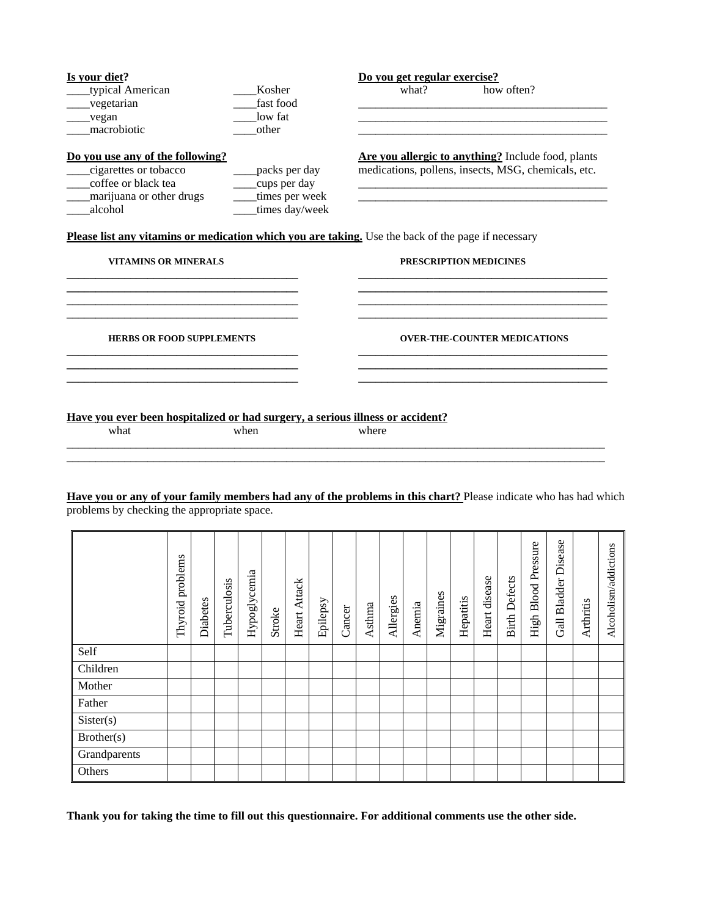**Is your diet?**

____typical American
____vegetarian
____vegan
____macrobiotic
____Kosher
____fast food
____low fat
____other

**Do you get regular exercise?**

what? how often?

____________________________________________
____________________________________________
____________________________________________

**Do you use any of the following?**

____cigarettes or tobacco ____packs per day
____coffee or black tea ____cups per day
____marijuana or other drugs ____times per week
____alcohol ____times day/week

**Are you allergic to anything?** Include food, plants medications, pollens, insects, MSG, chemicals, etc.

____________________________________________
____________________________________________

**Please list any vitamins or medication which you are taking.** Use the back of the page if necessary

**VITAMINS OR MINERALS**

____________________________________________
____________________________________________
____________________________________________
____________________________________________

**PRESCRIPTION MEDICINES**

____________________________________________
____________________________________________
____________________________________________
____________________________________________

**HERBS OR FOOD SUPPLEMENTS**

____________________________________________
____________________________________________
____________________________________________

**OVER-THE-COUNTER MEDICATIONS**

____________________________________________
____________________________________________
____________________________________________

**Have you ever been hospitalized or had surgery, a serious illness or accident?**

what when where

________________________________________________________________________________________
________________________________________________________________________________________

**Have you or any of your family members had any of the problems in this chart?** Please indicate who has had which problems by checking the appropriate space.

| | Thyroid problems | Diabetes | Tuberculosis | Hypoglycemia | Stroke | Heart Attack | Epilepsy | Cancer | Asthma | Allergies | Anemia | Migraines | Hepatitis | Heart disease | Birth Defects | High Blood Pressure | Gall Bladder Disease | Arthritis | Alcoholism/addictions |
|---|---|---|---|---|---|---|---|---|---|---|---|---|---|---|---|---|---|---|---|
| Self | | | | | | | | | | | | | | | | | | | |
| Children | | | | | | | | | | | | | | | | | | | |
| Mother | | | | | | | | | | | | | | | | | | | |
| Father | | | | | | | | | | | | | | | | | | | |
| Sister(s) | | | | | | | | | | | | | | | | | | | |
| Brother(s) | | | | | | | | | | | | | | | | | | | |
| Grandparents | | | | | | | | | | | | | | | | | | | |
| Others | | | | | | | | | | | | | | | | | | | |

**Thank you for taking the time to fill out this questionnaire. For additional comments use the other side.**